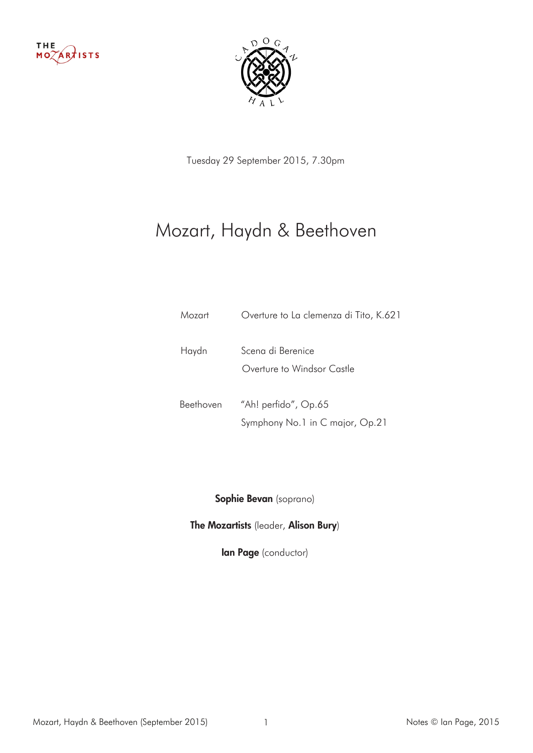THE MOZARTISTS

CADOGAN HALL

Tuesday 29 September 2015, 7.30pm

# Mozart, Haydn & Beethoven

| | |
|---|---|
| Mozart | Overture to La clemenza di Tito, K.621 |
| Haydn | Scena di Berenice |
| | Overture to Windsor Castle |
| Beethoven | "Ah! perfido", Op.65 |
| | Symphony No.1 in C major, Op.21 |

**Sophie Bevan** (soprano)

**The Mozartists** (leader, **Alison Bury**)

**Ian Page** (conductor)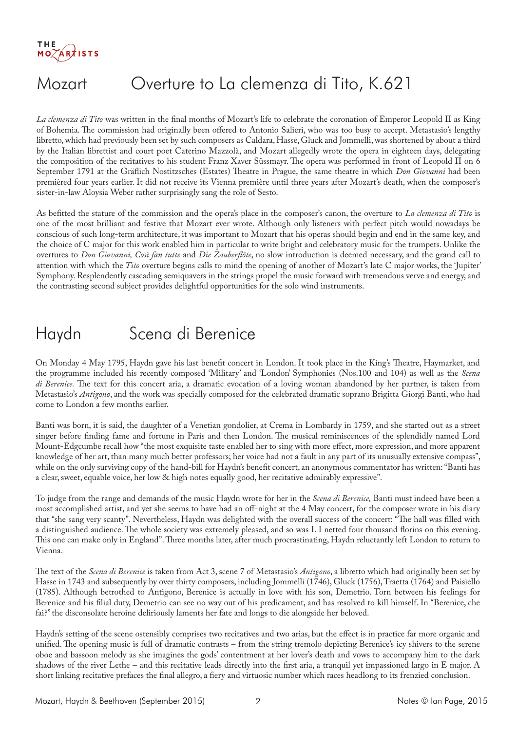# Mozart — Overture to La clemenza di Tito, K.621

*La clemenza di Tito* was written in the final months of Mozart's life to celebrate the coronation of Emperor Leopold II as King of Bohemia. The commission had originally been offered to Antonio Salieri, who was too busy to accept. Metastasio's lengthy libretto, which had previously been set by such composers as Caldara, Hasse, Gluck and Jommelli, was shortened by about a third by the Italian librettist and court poet Caterino Mazzolà, and Mozart allegedly wrote the opera in eighteen days, delegating the composition of the recitatives to his student Franz Xaver Süssmayr. The opera was performed in front of Leopold II on 6 September 1791 at the Gräflich Nostitzsches (Estates) Theatre in Prague, the same theatre in which *Don Giovanni* had been premièred four years earlier. It did not receive its Vienna première until three years after Mozart's death, when the composer's sister-in-law Aloysia Weber rather surprisingly sang the role of Sesto.

As befitted the stature of the commission and the opera's place in the composer's canon, the overture to *La clemenza di Tito* is one of the most brilliant and festive that Mozart ever wrote. Although only listeners with perfect pitch would nowadays be conscious of such long-term architecture, it was important to Mozart that his operas should begin and end in the same key, and the choice of C major for this work enabled him in particular to write bright and celebratory music for the trumpets. Unlike the overtures to *Don Giovanni, Così fan tutte* and *Die Zauberflöte*, no slow introduction is deemed necessary, and the grand call to attention with which the *Tito* overture begins calls to mind the opening of another of Mozart's late C major works, the 'Jupiter' Symphony. Resplendently cascading semiquavers in the strings propel the music forward with tremendous verve and energy, and the contrasting second subject provides delightful opportunities for the solo wind instruments.

# Haydn — Scena di Berenice

On Monday 4 May 1795, Haydn gave his last benefit concert in London. It took place in the King's Theatre, Haymarket, and the programme included his recently composed 'Military' and 'London' Symphonies (Nos.100 and 104) as well as the *Scena di Berenice.* The text for this concert aria, a dramatic evocation of a loving woman abandoned by her partner, is taken from Metastasio's *Antigono*, and the work was specially composed for the celebrated dramatic soprano Brigitta Giorgi Banti, who had come to London a few months earlier.

Banti was born, it is said, the daughter of a Venetian gondolier, at Crema in Lombardy in 1759, and she started out as a street singer before finding fame and fortune in Paris and then London. The musical reminiscences of the splendidly named Lord Mount-Edgcumbe recall how "the most exquisite taste enabled her to sing with more effect, more expression, and more apparent knowledge of her art, than many much better professors; her voice had not a fault in any part of its unusually extensive compass", while on the only surviving copy of the hand-bill for Haydn's benefit concert, an anonymous commentator has written: "Banti has a clear, sweet, equable voice, her low & high notes equally good, her recitative admirably expressive".

To judge from the range and demands of the music Haydn wrote for her in the *Scena di Berenice,* Banti must indeed have been a most accomplished artist, and yet she seems to have had an off-night at the 4 May concert, for the composer wrote in his diary that "she sang very scanty". Nevertheless, Haydn was delighted with the overall success of the concert: "The hall was filled with a distinguished audience. The whole society was extremely pleased, and so was I. I netted four thousand florins on this evening. This one can make only in England". Three months later, after much procrastinating, Haydn reluctantly left London to return to Vienna.

The text of the *Scena di Berenice* is taken from Act 3, scene 7 of Metastasio's *Antigono*, a libretto which had originally been set by Hasse in 1743 and subsequently by over thirty composers, including Jommelli (1746), Gluck (1756), Traetta (1764) and Paisiello (1785). Although betrothed to Antigono, Berenice is actually in love with his son, Demetrio. Torn between his feelings for Berenice and his filial duty, Demetrio can see no way out of his predicament, and has resolved to kill himself. In "Berenice, che fai?" the disconsolate heroine deliriously laments her fate and longs to die alongside her beloved.

Haydn's setting of the scene ostensibly comprises two recitatives and two arias, but the effect is in practice far more organic and unified. The opening music is full of dramatic contrasts – from the string tremolo depicting Berenice's icy shivers to the serene oboe and bassoon melody as she imagines the gods' contentment at her lover's death and vows to accompany him to the dark shadows of the river Lethe – and this recitative leads directly into the first aria, a tranquil yet impassioned largo in E major. A short linking recitative prefaces the final allegro, a fiery and virtuosic number which races headlong to its frenzied conclusion.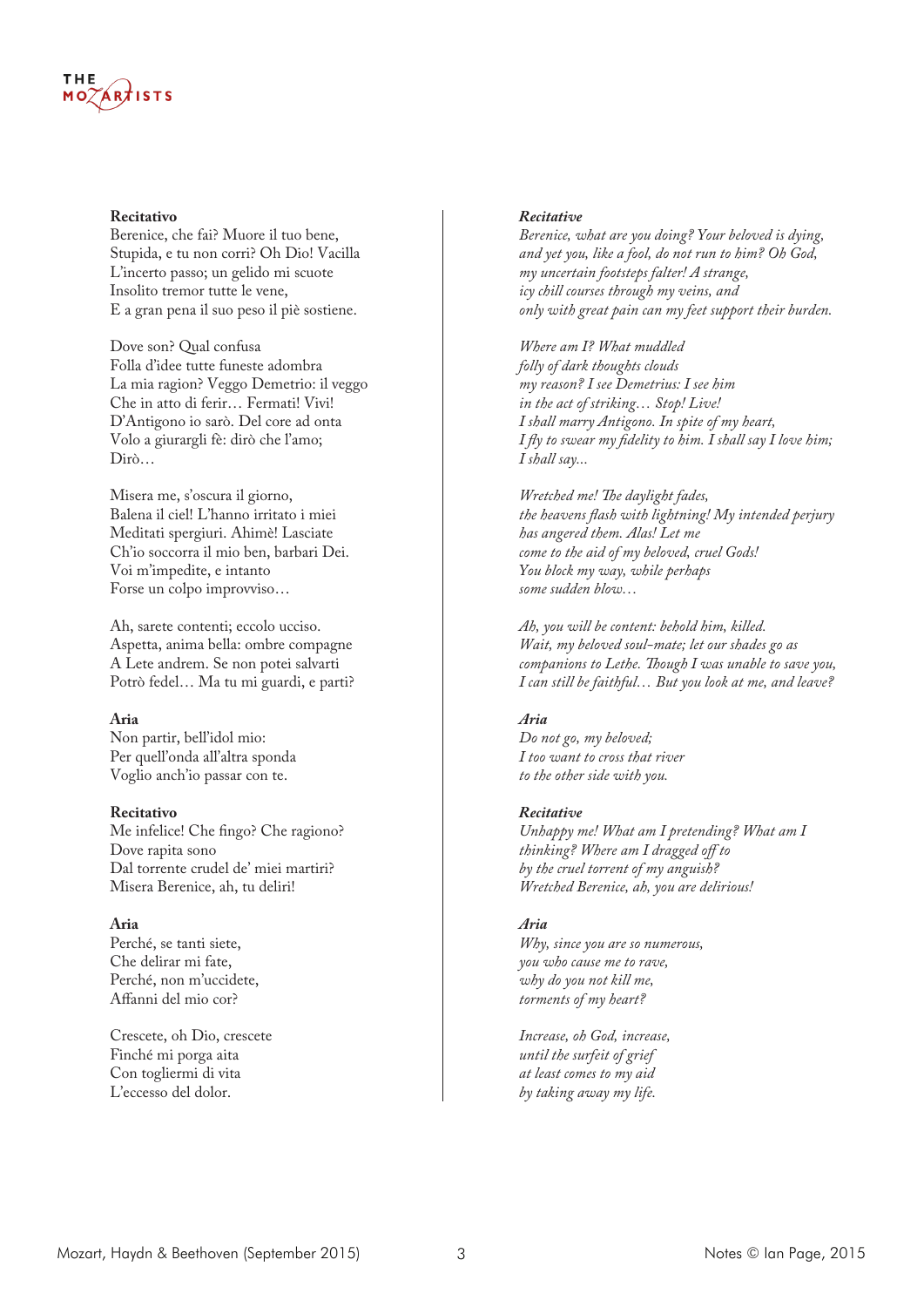**Recitativo**
Berenice, che fai? Muore il tuo bene,
Stupida, e tu non corri? Oh Dio! Vacilla
L'incerto passo; un gelido mi scuote
Insolito tremor tutte le vene,
E a gran pena il suo peso il piè sostiene.

Dove son? Qual confusa
Folla d'idee tutte funeste adombra
La mia ragion? Veggo Demetrio: il veggo
Che in atto di ferir… Fermati! Vivi!
D'Antigono io sarò. Del core ad onta
Volo a giurargli fè: dirò che l'amo;
Dirò…

Misera me, s'oscura il giorno,
Balena il ciel! L'hanno irritato i miei
Meditati spergiuri. Ahimè! Lasciate
Ch'io soccorra il mio ben, barbari Dei.
Voi m'impedite, e intanto
Forse un colpo improvviso…

Ah, sarete contenti; eccolo ucciso.
Aspetta, anima bella: ombre compagne
A Lete andrem. Se non potei salvarti
Potrò fedel… Ma tu mi guardi, e parti?

**Aria**
Non partir, bell'idol mio:
Per quell'onda all'altra sponda
Voglio anch'io passar con te.

**Recitativo**
Me infelice! Che fingo? Che ragiono?
Dove rapita sono
Dal torrente crudel de' miei martiri?
Misera Berenice, ah, tu deliri!

**Aria**
Perché, se tanti siete,
Che delirar mi fate,
Perché, non m'uccidete,
Affanni del mio cor?

Crescete, oh Dio, crescete
Finché mi porga aita
Con togliermi di vita
L'eccesso del dolor.

***Recitative***
*Berenice, what are you doing? Your beloved is dying,*
*and yet you, like a fool, do not run to him? Oh God,*
*my uncertain footsteps falter! A strange,*
*icy chill courses through my veins, and*
*only with great pain can my feet support their burden.*

*Where am I? What muddled*
*folly of dark thoughts clouds*
*my reason? I see Demetrius: I see him*
*in the act of striking… Stop! Live!*
*I shall marry Antigono. In spite of my heart,*
*I fly to swear my fidelity to him. I shall say I love him;*
*I shall say...*

*Wretched me! The daylight fades,*
*the heavens flash with lightning! My intended perjury*
*has angered them. Alas! Let me*
*come to the aid of my beloved, cruel Gods!*
*You block my way, while perhaps*
*some sudden blow…*

*Ah, you will be content: behold him, killed.*
*Wait, my beloved soul-mate; let our shades go as*
*companions to Lethe. Though I was unable to save you,*
*I can still be faithful… But you look at me, and leave?*

***Aria***
*Do not go, my beloved;*
*I too want to cross that river*
*to the other side with you.*

***Recitative***
*Unhappy me! What am I pretending? What am I*
*thinking? Where am I dragged off to*
*by the cruel torrent of my anguish?*
*Wretched Berenice, ah, you are delirious!*

***Aria***
*Why, since you are so numerous,*
*you who cause me to rave,*
*why do you not kill me,*
*torments of my heart?*

*Increase, oh God, increase,*
*until the surfeit of grief*
*at least comes to my aid*
*by taking away my life.*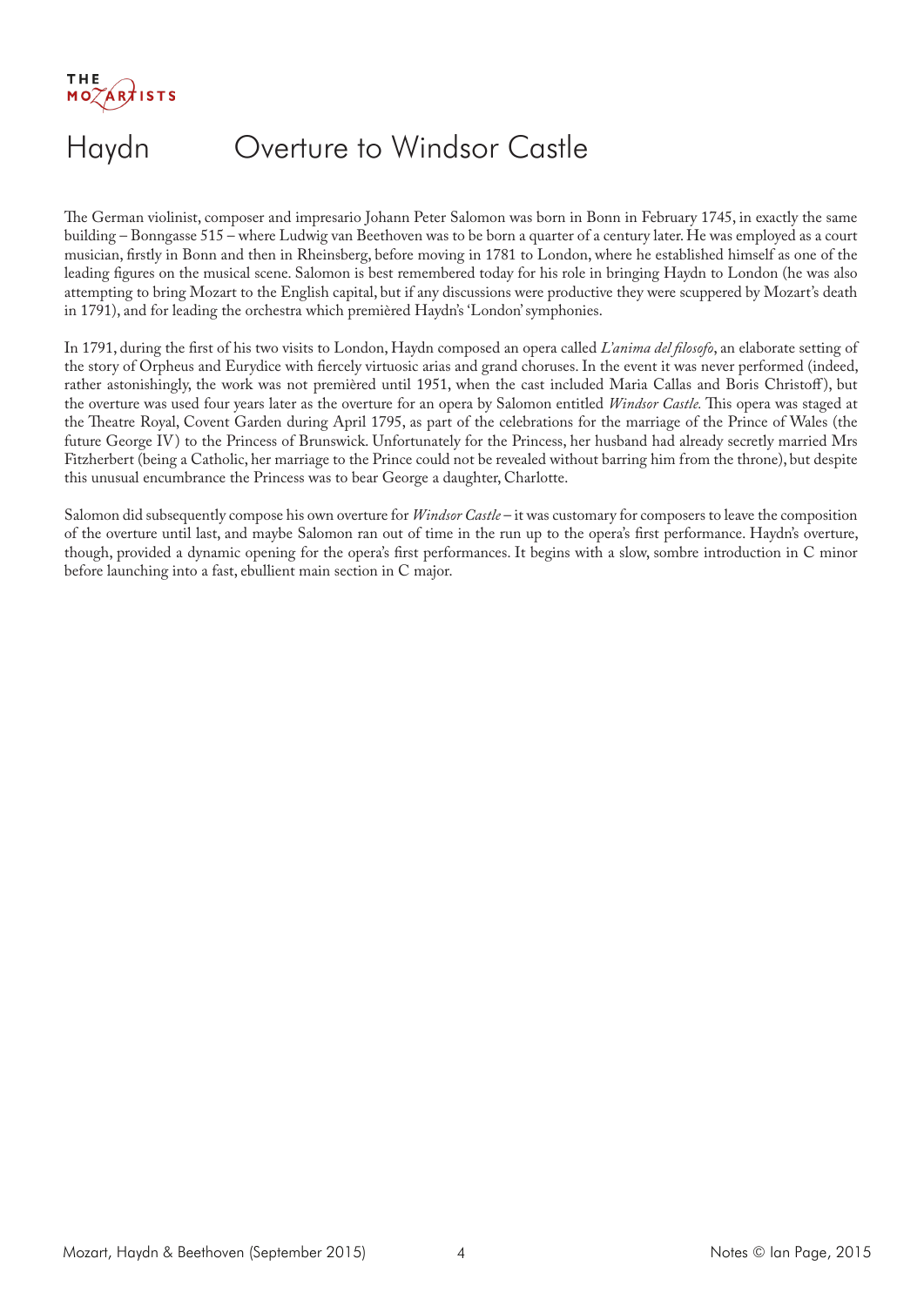# Haydn Overture to Windsor Castle

The German violinist, composer and impresario Johann Peter Salomon was born in Bonn in February 1745, in exactly the same building – Bonngasse 515 – where Ludwig van Beethoven was to be born a quarter of a century later. He was employed as a court musician, firstly in Bonn and then in Rheinsberg, before moving in 1781 to London, where he established himself as one of the leading figures on the musical scene. Salomon is best remembered today for his role in bringing Haydn to London (he was also attempting to bring Mozart to the English capital, but if any discussions were productive they were scuppered by Mozart's death in 1791), and for leading the orchestra which premièred Haydn's 'London' symphonies.

In 1791, during the first of his two visits to London, Haydn composed an opera called *L'anima del filosofo*, an elaborate setting of the story of Orpheus and Eurydice with fiercely virtuosic arias and grand choruses. In the event it was never performed (indeed, rather astonishingly, the work was not premièred until 1951, when the cast included Maria Callas and Boris Christoff), but the overture was used four years later as the overture for an opera by Salomon entitled *Windsor Castle.* This opera was staged at the Theatre Royal, Covent Garden during April 1795, as part of the celebrations for the marriage of the Prince of Wales (the future George IV) to the Princess of Brunswick. Unfortunately for the Princess, her husband had already secretly married Mrs Fitzherbert (being a Catholic, her marriage to the Prince could not be revealed without barring him from the throne), but despite this unusual encumbrance the Princess was to bear George a daughter, Charlotte.

Salomon did subsequently compose his own overture for *Windsor Castle* – it was customary for composers to leave the composition of the overture until last, and maybe Salomon ran out of time in the run up to the opera's first performance. Haydn's overture, though, provided a dynamic opening for the opera's first performances. It begins with a slow, sombre introduction in C minor before launching into a fast, ebullient main section in C major.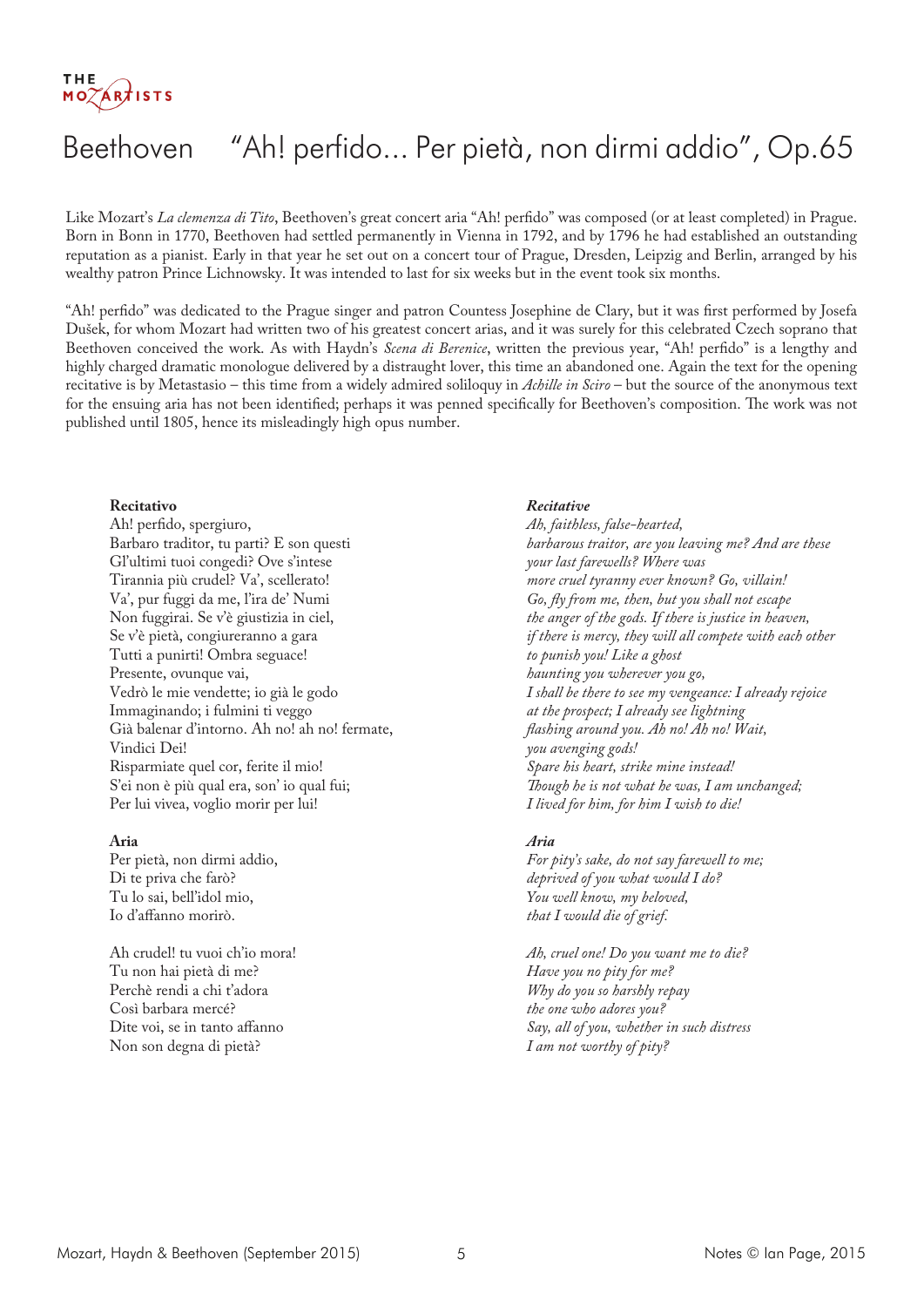# Beethoven "Ah! perfido... Per pietà, non dirmi addio", Op.65

Like Mozart's *La clemenza di Tito*, Beethoven's great concert aria "Ah! perfido" was composed (or at least completed) in Prague. Born in Bonn in 1770, Beethoven had settled permanently in Vienna in 1792, and by 1796 he had established an outstanding reputation as a pianist. Early in that year he set out on a concert tour of Prague, Dresden, Leipzig and Berlin, arranged by his wealthy patron Prince Lichnowsky. It was intended to last for six weeks but in the event took six months.

"Ah! perfido" was dedicated to the Prague singer and patron Countess Josephine de Clary, but it was first performed by Josefa Dušek, for whom Mozart had written two of his greatest concert arias, and it was surely for this celebrated Czech soprano that Beethoven conceived the work. As with Haydn's *Scena di Berenice*, written the previous year, "Ah! perfido" is a lengthy and highly charged dramatic monologue delivered by a distraught lover, this time an abandoned one. Again the text for the opening recitative is by Metastasio – this time from a widely admired soliloquy in *Achille in Sciro* – but the source of the anonymous text for the ensuing aria has not been identified; perhaps it was penned specifically for Beethoven's composition. The work was not published until 1805, hence its misleadingly high opus number.

**Recitativo**

Ah! perfido, spergiuro,
Barbaro traditor, tu parti? E son questi
Gl'ultimi tuoi congedi? Ove s'intese
Tirannia più crudel? Va', scellerato!
Va', pur fuggi da me, l'ira de' Numi
Non fuggirai. Se v'è giustizia in ciel,
Se v'è pietà, congiureranno a gara
Tutti a punirti! Ombra seguace!
Presente, ovunque vai,
Vedrò le mie vendette; io già le godo
Immaginando; i fulmini ti veggo
Già balenar d'intorno. Ah no! ah no! fermate,
Vindici Dei!
Risparmiate quel cor, ferite il mio!
S'ei non è più qual era, son' io qual fui;
Per lui vivea, voglio morir per lui!

**Aria**

Per pietà, non dirmi addio,
Di te priva che farò?
Tu lo sai, bell'idol mio,
Io d'affanno morirò.

Ah crudel! tu vuoi ch'io mora!
Tu non hai pietà di me?
Perchè rendi a chi t'adora
Così barbara mercé?
Dite voi, se in tanto affanno
Non son degna di pietà?

***Recitative***

*Ah, faithless, false-hearted,*
*barbarous traitor, are you leaving me? And are these*
*your last farewells? Where was*
*more cruel tyranny ever known? Go, villain!*
*Go, fly from me, then, but you shall not escape*
*the anger of the gods. If there is justice in heaven,*
*if there is mercy, they will all compete with each other*
*to punish you! Like a ghost*
*haunting you wherever you go,*
*I shall be there to see my vengeance: I already rejoice*
*at the prospect; I already see lightning*
*flashing around you. Ah no! Ah no! Wait,*
*you avenging gods!*
*Spare his heart, strike mine instead!*
*Though he is not what he was, I am unchanged;*
*I lived for him, for him I wish to die!*

***Aria***

*For pity's sake, do not say farewell to me;*
*deprived of you what would I do?*
*You well know, my beloved,*
*that I would die of grief.*

*Ah, cruel one! Do you want me to die?*
*Have you no pity for me?*
*Why do you so harshly repay*
*the one who adores you?*
*Say, all of you, whether in such distress*
*I am not worthy of pity?*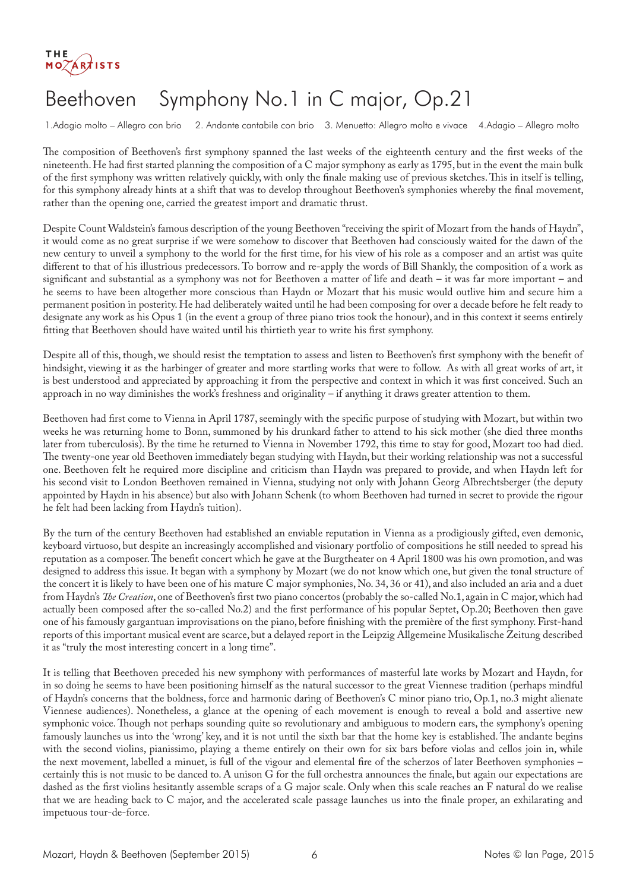# Beethoven Symphony No.1 in C major, Op.21

1.Adagio molto – Allegro con brio  2. Andante cantabile con brio  3. Menuetto: Allegro molto e vivace  4.Adagio – Allegro molto

The composition of Beethoven's first symphony spanned the last weeks of the eighteenth century and the first weeks of the nineteenth. He had first started planning the composition of a C major symphony as early as 1795, but in the event the main bulk of the first symphony was written relatively quickly, with only the finale making use of previous sketches. This in itself is telling, for this symphony already hints at a shift that was to develop throughout Beethoven's symphonies whereby the final movement, rather than the opening one, carried the greatest import and dramatic thrust.

Despite Count Waldstein's famous description of the young Beethoven "receiving the spirit of Mozart from the hands of Haydn", it would come as no great surprise if we were somehow to discover that Beethoven had consciously waited for the dawn of the new century to unveil a symphony to the world for the first time, for his view of his role as a composer and an artist was quite different to that of his illustrious predecessors. To borrow and re-apply the words of Bill Shankly, the composition of a work as significant and substantial as a symphony was not for Beethoven a matter of life and death – it was far more important – and he seems to have been altogether more conscious than Haydn or Mozart that his music would outlive him and secure him a permanent position in posterity. He had deliberately waited until he had been composing for over a decade before he felt ready to designate any work as his Opus 1 (in the event a group of three piano trios took the honour), and in this context it seems entirely fitting that Beethoven should have waited until his thirtieth year to write his first symphony.

Despite all of this, though, we should resist the temptation to assess and listen to Beethoven's first symphony with the benefit of hindsight, viewing it as the harbinger of greater and more startling works that were to follow. As with all great works of art, it is best understood and appreciated by approaching it from the perspective and context in which it was first conceived. Such an approach in no way diminishes the work's freshness and originality – if anything it draws greater attention to them.

Beethoven had first come to Vienna in April 1787, seemingly with the specific purpose of studying with Mozart, but within two weeks he was returning home to Bonn, summoned by his drunkard father to attend to his sick mother (she died three months later from tuberculosis). By the time he returned to Vienna in November 1792, this time to stay for good, Mozart too had died. The twenty-one year old Beethoven immediately began studying with Haydn, but their working relationship was not a successful one. Beethoven felt he required more discipline and criticism than Haydn was prepared to provide, and when Haydn left for his second visit to London Beethoven remained in Vienna, studying not only with Johann Georg Albrechtsberger (the deputy appointed by Haydn in his absence) but also with Johann Schenk (to whom Beethoven had turned in secret to provide the rigour he felt had been lacking from Haydn's tuition).

By the turn of the century Beethoven had established an enviable reputation in Vienna as a prodigiously gifted, even demonic, keyboard virtuoso, but despite an increasingly accomplished and visionary portfolio of compositions he still needed to spread his reputation as a composer. The benefit concert which he gave at the Burgtheater on 4 April 1800 was his own promotion, and was designed to address this issue. It began with a symphony by Mozart (we do not know which one, but given the tonal structure of the concert it is likely to have been one of his mature C major symphonies, No. 34, 36 or 41), and also included an aria and a duet from Haydn's *The Creation*, one of Beethoven's first two piano concertos (probably the so-called No.1, again in C major, which had actually been composed after the so-called No.2) and the first performance of his popular Septet, Op.20; Beethoven then gave one of his famously gargantuan improvisations on the piano, before finishing with the première of the first symphony. First-hand reports of this important musical event are scarce, but a delayed report in the Leipzig Allgemeine Musikalische Zeitung described it as "truly the most interesting concert in a long time".

It is telling that Beethoven preceded his new symphony with performances of masterful late works by Mozart and Haydn, for in so doing he seems to have been positioning himself as the natural successor to the great Viennese tradition (perhaps mindful of Haydn's concerns that the boldness, force and harmonic daring of Beethoven's C minor piano trio, Op.1, no.3 might alienate Viennese audiences). Nonetheless, a glance at the opening of each movement is enough to reveal a bold and assertive new symphonic voice. Though not perhaps sounding quite so revolutionary and ambiguous to modern ears, the symphony's opening famously launches us into the 'wrong' key, and it is not until the sixth bar that the home key is established. The andante begins with the second violins, pianissimo, playing a theme entirely on their own for six bars before violas and cellos join in, while the next movement, labelled a minuet, is full of the vigour and elemental fire of the scherzos of later Beethoven symphonies – certainly this is not music to be danced to. A unison G for the full orchestra announces the finale, but again our expectations are dashed as the first violins hesitantly assemble scraps of a G major scale. Only when this scale reaches an F natural do we realise that we are heading back to C major, and the accelerated scale passage launches us into the finale proper, an exhilarating and impetuous tour-de-force.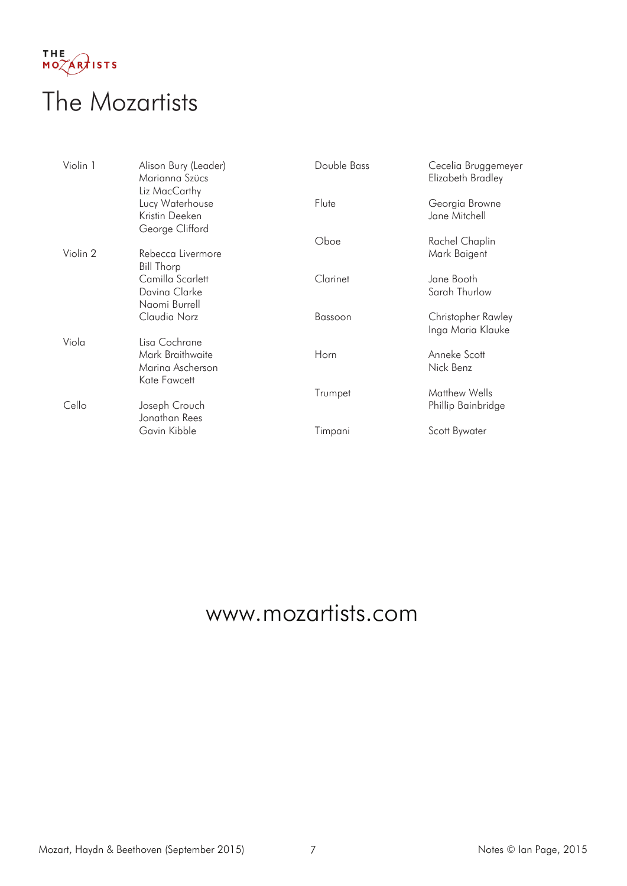# The Mozartists

| | | | |
|---|---|---|---|
| Violin 1 | Alison Bury (Leader)<br>Marianna Szücs<br>Liz MacCarthy<br>Lucy Waterhouse<br>Kristin Deeken<br>George Clifford | Double Bass | Cecelia Bruggemeyer<br>Elizabeth Bradley |
| Violin 2 | Rebecca Livermore<br>Bill Thorp<br>Camilla Scarlett<br>Davina Clarke<br>Naomi Burrell<br>Claudia Norz | Flute | Georgia Browne<br>Jane Mitchell |
| Viola | Lisa Cochrane<br>Mark Braithwaite<br>Marina Ascherson<br>Kate Fawcett | Oboe | Rachel Chaplin<br>Mark Baigent |
| Cello | Joseph Crouch<br>Jonathan Rees<br>Gavin Kibble | Clarinet | Jane Booth<br>Sarah Thurlow |
| | | Bassoon | Christopher Rawley<br>Inga Maria Klauke |
| | | Horn | Anneke Scott<br>Nick Benz |
| | | Trumpet | Matthew Wells<br>Phillip Bainbridge |
| | | Timpani | Scott Bywater |

www.mozartists.com